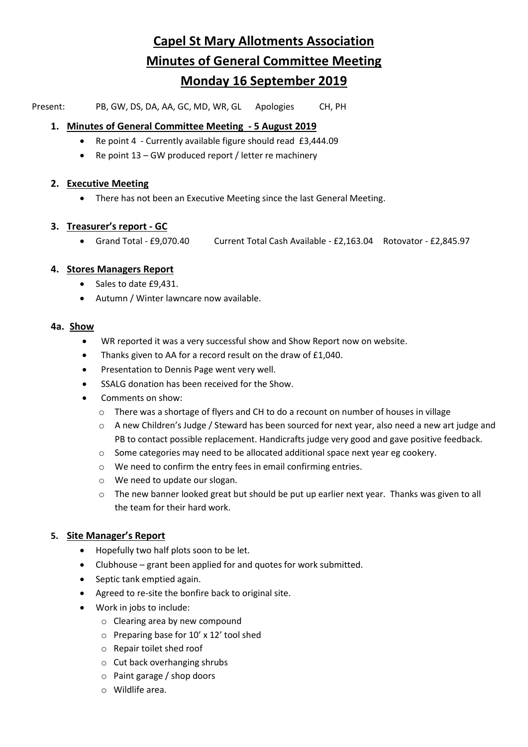# Capel St Mary Allotments Association

# Minutes of General Committee Meeting

# Monday 16 September 2019

Present: PB, GW, DS, DA, AA, GC, MD, WR, GL Apologies CH, PH

1. **Minutes of General Committee Meeting - 5 August 2019**
   - Re point 4 - Currently available figure should read £3,444.09
   - Re point 13 – GW produced report / letter re machinery

2. **Executive Meeting**
   - There has not been an Executive Meeting since the last General Meeting.

3. **Treasurer's report - GC**
   - Grand Total - £9,070.40 Current Total Cash Available - £2,163.04 Rotovator - £2,845.97

4. **Stores Managers Report**
   - Sales to date £9,431.
   - Autumn / Winter lawncare now available.

**4a. Show**

- WR reported it was a very successful show and Show Report now on website.
- Thanks given to AA for a record result on the draw of £1,040.
- Presentation to Dennis Page went very well.
- SSALG donation has been received for the Show.
- Comments on show:
  - There was a shortage of flyers and CH to do a recount on number of houses in village
  - A new Children's Judge / Steward has been sourced for next year, also need a new art judge and PB to contact possible replacement. Handicrafts judge very good and gave positive feedback.
  - Some categories may need to be allocated additional space next year eg cookery.
  - We need to confirm the entry fees in email confirming entries.
  - We need to update our slogan.
  - The new banner looked great but should be put up earlier next year. Thanks was given to all the team for their hard work.

5. **Site Manager's Report**
   - Hopefully two half plots soon to be let.
   - Clubhouse – grant been applied for and quotes for work submitted.
   - Septic tank emptied again.
   - Agreed to re-site the bonfire back to original site.
   - Work in jobs to include:
     - Clearing area by new compound
     - Preparing base for 10' x 12' tool shed
     - Repair toilet shed roof
     - Cut back overhanging shrubs
     - Paint garage / shop doors
     - Wildlife area.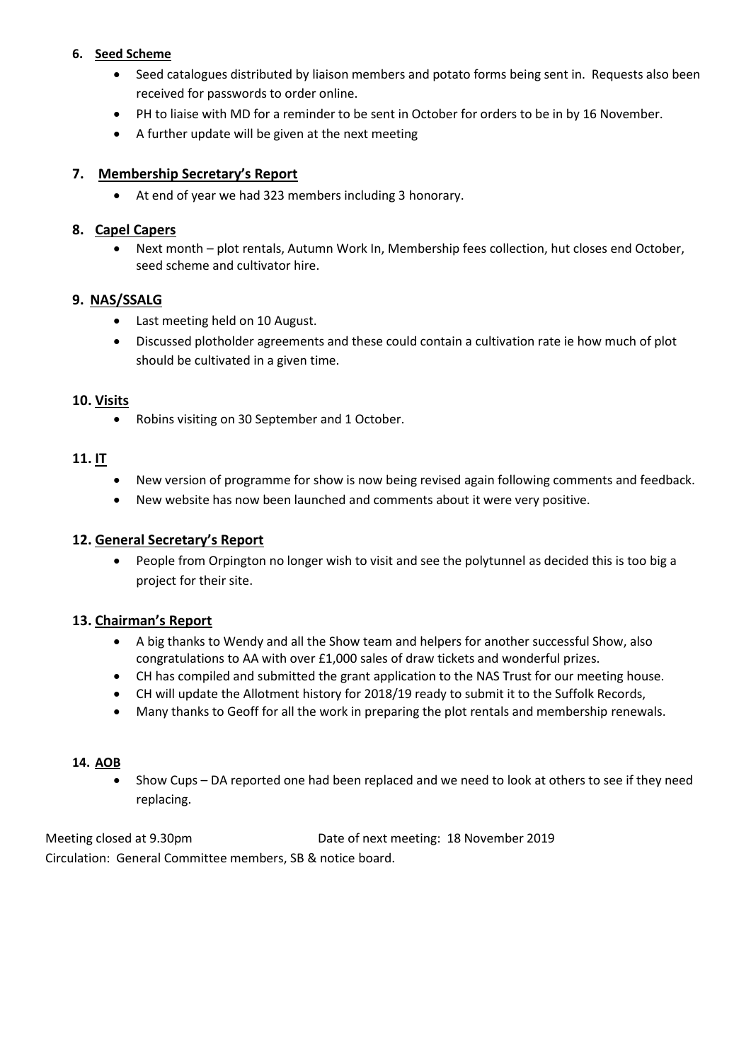## 6. Seed Scheme

- Seed catalogues distributed by liaison members and potato forms being sent in. Requests also been received for passwords to order online.
- PH to liaise with MD for a reminder to be sent in October for orders to be in by 16 November.
- A further update will be given at the next meeting

## 7. Membership Secretary's Report

- At end of year we had 323 members including 3 honorary.

## 8. Capel Capers

- Next month – plot rentals, Autumn Work In, Membership fees collection, hut closes end October, seed scheme and cultivator hire.

## 9. NAS/SSALG

- Last meeting held on 10 August.
- Discussed plotholder agreements and these could contain a cultivation rate ie how much of plot should be cultivated in a given time.

## 10. Visits

- Robins visiting on 30 September and 1 October.

## 11. IT

- New version of programme for show is now being revised again following comments and feedback.
- New website has now been launched and comments about it were very positive.

## 12. General Secretary's Report

- People from Orpington no longer wish to visit and see the polytunnel as decided this is too big a project for their site.

## 13. Chairman's Report

- A big thanks to Wendy and all the Show team and helpers for another successful Show, also congratulations to AA with over £1,000 sales of draw tickets and wonderful prizes.
- CH has compiled and submitted the grant application to the NAS Trust for our meeting house.
- CH will update the Allotment history for 2018/19 ready to submit it to the Suffolk Records,
- Many thanks to Geoff for all the work in preparing the plot rentals and membership renewals.

## 14. AOB

- Show Cups – DA reported one had been replaced and we need to look at others to see if they need replacing.

Meeting closed at 9.30pm Date of next meeting: 18 November 2019

Circulation: General Committee members, SB & notice board.